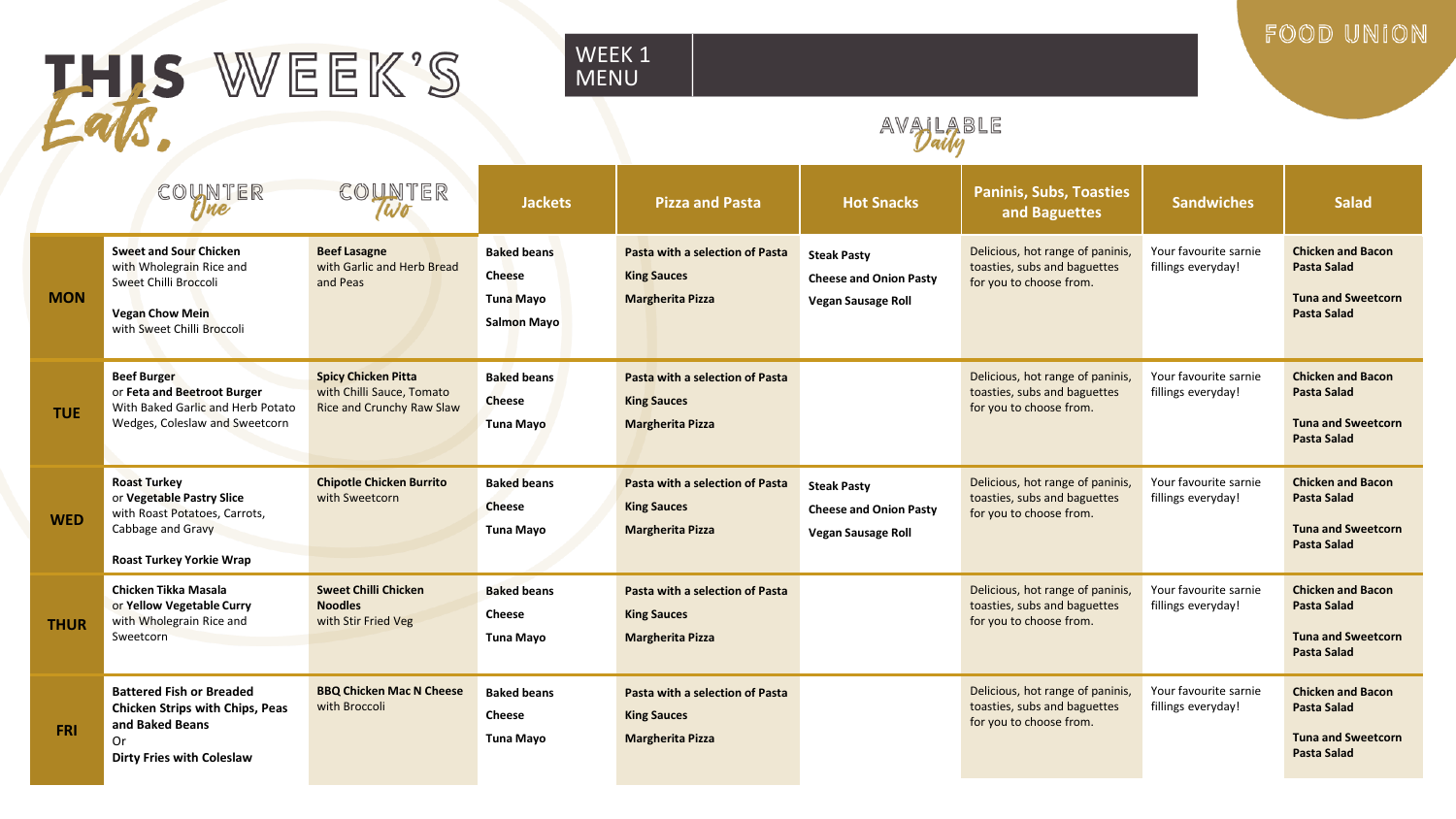# THIS WEEK'S Eats.

WEEK 1 MENU

FOOD UNION

AVAILABLE Daily

| | COUNTER One | COUNTER Two | Jackets | Pizza and Pasta | Hot Snacks | Paninis, Subs, Toasties and Baguettes | Sandwiches | Salad |
|---|---|---|---|---|---|---|---|---|
| **MON** | **Sweet and Sour Chicken** with Wholegrain Rice and Sweet Chilli Broccoli<br><br>**Vegan Chow Mein** with Sweet Chilli Broccoli | **Beef Lasagne** with Garlic and Herb Bread and Peas | **Baked beans**<br>**Cheese**<br>**Tuna Mayo**<br>**Salmon Mayo** | **Pasta with a selection of Pasta King Sauces**<br>**Margherita Pizza** | **Steak Pasty**<br>**Cheese and Onion Pasty**<br>**Vegan Sausage Roll** | Delicious, hot range of paninis, toasties, subs and baguettes for you to choose from. | Your favourite sarnie fillings everyday! | **Chicken and Bacon Pasta Salad**<br><br>**Tuna and Sweetcorn Pasta Salad** |
| **TUE** | **Beef Burger** or **Feta and Beetroot Burger** With Baked Garlic and Herb Potato Wedges, Coleslaw and Sweetcorn | **Spicy Chicken Pitta** with Chilli Sauce, Tomato Rice and Crunchy Raw Slaw | **Baked beans**<br>**Cheese**<br>**Tuna Mayo** | **Pasta with a selection of Pasta King Sauces**<br>**Margherita Pizza** | | Delicious, hot range of paninis, toasties, subs and baguettes for you to choose from. | Your favourite sarnie fillings everyday! | **Chicken and Bacon Pasta Salad**<br><br>**Tuna and Sweetcorn Pasta Salad** |
| **WED** | **Roast Turkey** or **Vegetable Pastry Slice** with Roast Potatoes, Carrots, Cabbage and Gravy<br><br>**Roast Turkey Yorkie Wrap** | **Chipotle Chicken Burrito** with Sweetcorn | **Baked beans**<br>**Cheese**<br>**Tuna Mayo** | **Pasta with a selection of Pasta King Sauces**<br>**Margherita Pizza** | **Steak Pasty**<br>**Cheese and Onion Pasty**<br>**Vegan Sausage Roll** | Delicious, hot range of paninis, toasties, subs and baguettes for you to choose from. | Your favourite sarnie fillings everyday! | **Chicken and Bacon Pasta Salad**<br><br>**Tuna and Sweetcorn Pasta Salad** |
| **THUR** | **Chicken Tikka Masala** or **Yellow Vegetable Curry** with Wholegrain Rice and Sweetcorn | **Sweet Chilli Chicken Noodles** with Stir Fried Veg | **Baked beans**<br>**Cheese**<br>**Tuna Mayo** | **Pasta with a selection of Pasta King Sauces**<br>**Margherita Pizza** | | Delicious, hot range of paninis, toasties, subs and baguettes for you to choose from. | Your favourite sarnie fillings everyday! | **Chicken and Bacon Pasta Salad**<br><br>**Tuna and Sweetcorn Pasta Salad** |
| **FRI** | **Battered Fish or Breaded Chicken Strips with Chips, Peas and Baked Beans**<br>Or<br>**Dirty Fries with Coleslaw** | **BBQ Chicken Mac N Cheese** with Broccoli | **Baked beans**<br>**Cheese**<br>**Tuna Mayo** | **Pasta with a selection of Pasta King Sauces**<br>**Margherita Pizza** | | Delicious, hot range of paninis, toasties, subs and baguettes for you to choose from. | Your favourite sarnie fillings everyday! | **Chicken and Bacon Pasta Salad**<br><br>**Tuna and Sweetcorn Pasta Salad** |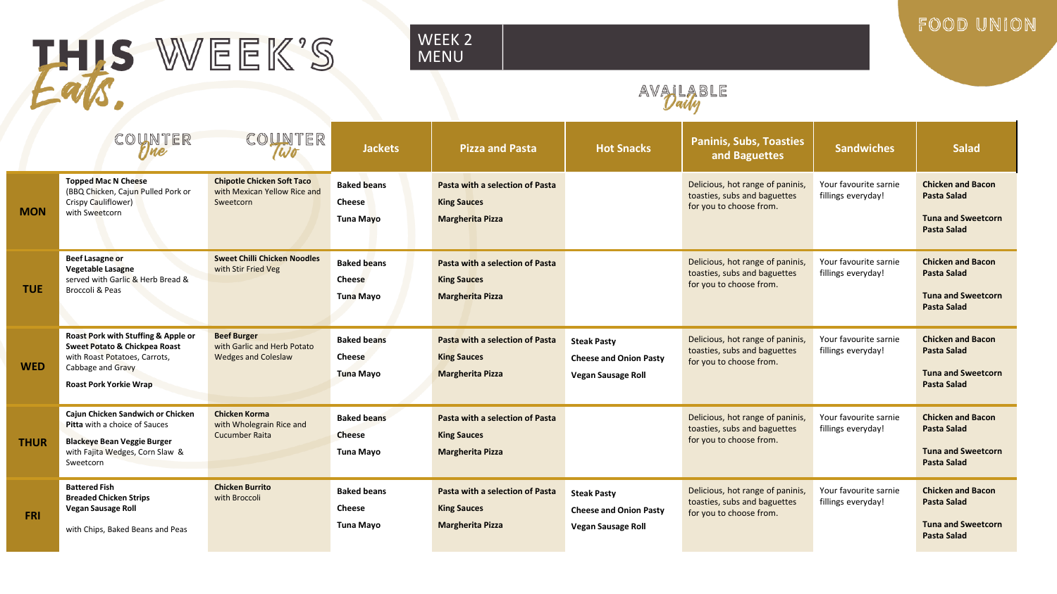# THIS WEEK'S Eats.

WEEK 2 MENU

FOOD UNION

AVAILABLE Daily

| | COUNTER One | COUNTER Two | Jackets | Pizza and Pasta | Hot Snacks | Paninis, Subs, Toasties and Baguettes | Sandwiches | Salad |
|---|---|---|---|---|---|---|---|---|
| **MON** | **Topped Mac N Cheese** (BBQ Chicken, Cajun Pulled Pork or Crispy Cauliflower) with Sweetcorn | **Chipotle Chicken Soft Taco** with Mexican Yellow Rice and Sweetcorn | **Baked beans**<br>**Cheese**<br>**Tuna Mayo** | **Pasta with a selection of Pasta King Sauces**<br>**Margherita Pizza** | | Delicious, hot range of paninis, toasties, subs and baguettes for you to choose from. | Your favourite sarnie fillings everyday! | **Chicken and Bacon Pasta Salad**<br>**Tuna and Sweetcorn Pasta Salad** |
| **TUE** | **Beef Lasagne or Vegetable Lasagne** served with Garlic & Herb Bread & Broccoli & Peas | **Sweet Chilli Chicken Noodles** with Stir Fried Veg | **Baked beans**<br>**Cheese**<br>**Tuna Mayo** | **Pasta with a selection of Pasta King Sauces**<br>**Margherita Pizza** | | Delicious, hot range of paninis, toasties, subs and baguettes for you to choose from. | Your favourite sarnie fillings everyday! | **Chicken and Bacon Pasta Salad**<br>**Tuna and Sweetcorn Pasta Salad** |
| **WED** | **Roast Pork with Stuffing & Apple or Sweet Potato & Chickpea Roast** with Roast Potatoes, Carrots, Cabbage and Gravy<br>**Roast Pork Yorkie Wrap** | **Beef Burger** with Garlic and Herb Potato Wedges and Coleslaw | **Baked beans**<br>**Cheese**<br>**Tuna Mayo** | **Pasta with a selection of Pasta King Sauces**<br>**Margherita Pizza** | **Steak Pasty**<br>**Cheese and Onion Pasty**<br>**Vegan Sausage Roll** | Delicious, hot range of paninis, toasties, subs and baguettes for you to choose from. | Your favourite sarnie fillings everyday! | **Chicken and Bacon Pasta Salad**<br>**Tuna and Sweetcorn Pasta Salad** |
| **THUR** | **Cajun Chicken Sandwich or Chicken Pitta** with a choice of Sauces<br>**Blackeye Bean Veggie Burger** with Fajita Wedges, Corn Slaw & Sweetcorn | **Chicken Korma** with Wholegrain Rice and Cucumber Raita | **Baked beans**<br>**Cheese**<br>**Tuna Mayo** | **Pasta with a selection of Pasta King Sauces**<br>**Margherita Pizza** | | Delicious, hot range of paninis, toasties, subs and baguettes for you to choose from. | Your favourite sarnie fillings everyday! | **Chicken and Bacon Pasta Salad**<br>**Tuna and Sweetcorn Pasta Salad** |
| **FRI** | **Battered Fish**<br>**Breaded Chicken Strips**<br>**Vegan Sausage Roll**<br>with Chips, Baked Beans and Peas | **Chicken Burrito** with Broccoli | **Baked beans**<br>**Cheese**<br>**Tuna Mayo** | **Pasta with a selection of Pasta King Sauces**<br>**Margherita Pizza** | **Steak Pasty**<br>**Cheese and Onion Pasty**<br>**Vegan Sausage Roll** | Delicious, hot range of paninis, toasties, subs and baguettes for you to choose from. | Your favourite sarnie fillings everyday! | **Chicken and Bacon Pasta Salad**<br>**Tuna and Sweetcorn Pasta Salad** |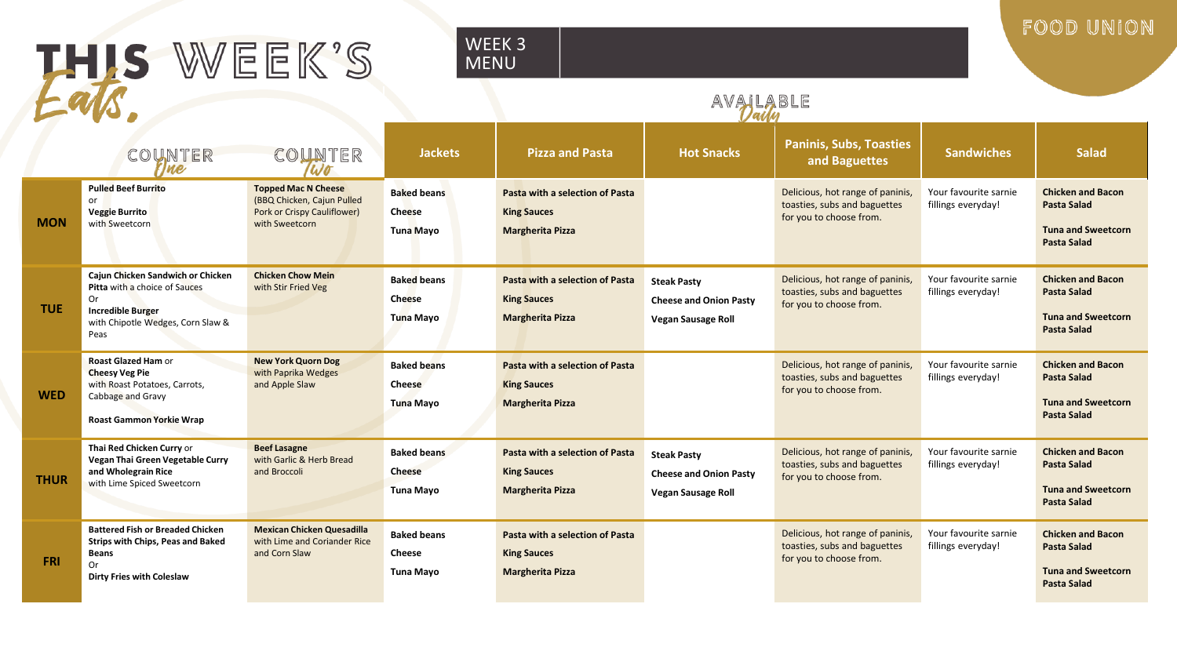# THIS WEEK'S *Eats.*

WEEK 3 MENU

FOOD UNION

AVAILABLE *Daily*

| | COUNTER *One* | COUNTER *Two* | Jackets | Pizza and Pasta | Hot Snacks | Paninis, Subs, Toasties and Baguettes | Sandwiches | Salad |
|---|---|---|---|---|---|---|---|---|
| **MON** | **Pulled Beef Burrito** or **Veggie Burrito** with Sweetcorn | **Topped Mac N Cheese** (BBQ Chicken, Cajun Pulled Pork or Crispy Cauliflower) with Sweetcorn | **Baked beans**<br>**Cheese**<br>**Tuna Mayo** | **Pasta with a selection of Pasta**<br>**King Sauces**<br>**Margherita Pizza** | | Delicious, hot range of paninis, toasties, subs and baguettes for you to choose from. | Your favourite sarnie fillings everyday! | **Chicken and Bacon Pasta Salad**<br>**Tuna and Sweetcorn Pasta Salad** |
| **TUE** | **Cajun Chicken Sandwich or Chicken Pitta** with a choice of Sauces Or **Incredible Burger** with Chipotle Wedges, Corn Slaw & Peas | **Chicken Chow Mein** with Stir Fried Veg | **Baked beans**<br>**Cheese**<br>**Tuna Mayo** | **Pasta with a selection of Pasta**<br>**King Sauces**<br>**Margherita Pizza** | **Steak Pasty**<br>**Cheese and Onion Pasty**<br>**Vegan Sausage Roll** | Delicious, hot range of paninis, toasties, subs and baguettes for you to choose from. | Your favourite sarnie fillings everyday! | **Chicken and Bacon Pasta Salad**<br>**Tuna and Sweetcorn Pasta Salad** |
| **WED** | **Roast Glazed Ham** or **Cheesy Veg Pie** with Roast Potatoes, Carrots, Cabbage and Gravy<br>**Roast Gammon Yorkie Wrap** | **New York Quorn Dog** with Paprika Wedges and Apple Slaw | **Baked beans**<br>**Cheese**<br>**Tuna Mayo** | **Pasta with a selection of Pasta**<br>**King Sauces**<br>**Margherita Pizza** | | Delicious, hot range of paninis, toasties, subs and baguettes for you to choose from. | Your favourite sarnie fillings everyday! | **Chicken and Bacon Pasta Salad**<br>**Tuna and Sweetcorn Pasta Salad** |
| **THUR** | **Thai Red Chicken Curry** or **Vegan Thai Green Vegetable Curry and Wholegrain Rice** with Lime Spiced Sweetcorn | **Beef Lasagne** with Garlic & Herb Bread and Broccoli | **Baked beans**<br>**Cheese**<br>**Tuna Mayo** | **Pasta with a selection of Pasta**<br>**King Sauces**<br>**Margherita Pizza** | **Steak Pasty**<br>**Cheese and Onion Pasty**<br>**Vegan Sausage Roll** | Delicious, hot range of paninis, toasties, subs and baguettes for you to choose from. | Your favourite sarnie fillings everyday! | **Chicken and Bacon Pasta Salad**<br>**Tuna and Sweetcorn Pasta Salad** |
| **FRI** | **Battered Fish or Breaded Chicken Strips with Chips, Peas and Baked Beans** Or **Dirty Fries with Coleslaw** | **Mexican Chicken Quesadilla** with Lime and Coriander Rice and Corn Slaw | **Baked beans**<br>**Cheese**<br>**Tuna Mayo** | **Pasta with a selection of Pasta**<br>**King Sauces**<br>**Margherita Pizza** | | Delicious, hot range of paninis, toasties, subs and baguettes for you to choose from. | Your favourite sarnie fillings everyday! | **Chicken and Bacon Pasta Salad**<br>**Tuna and Sweetcorn Pasta Salad** |